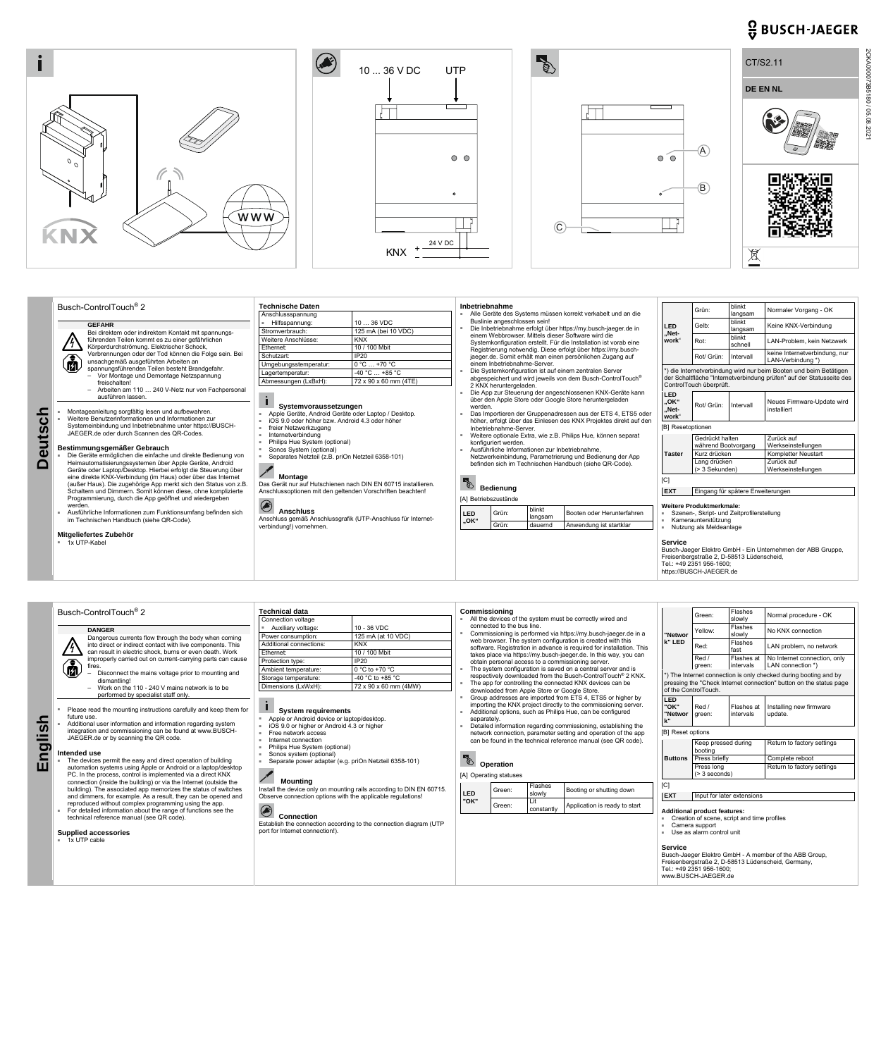BUSCH-JAEGER

10 ... 36 V DC    UTP

KNX  +  –  24 V DC

CT/S2.11

DE EN NL

2CKA000073B5180 / 05.08.2021

# Deutsch

## Busch-ControlTouch® 2

**GEFAHR**

Bei direktem oder indirektem Kontakt mit spannungsführenden Teilen kommt es zu einer gefährlichen Körperdurchströmung. Elektrischer Schock, Verbrennungen oder der Tod können die Folge sein. Bei unsachgemäß ausgeführten Arbeiten an spannungsführenden Teilen besteht Brandgefahr.
- Vor Montage und Demontage Netzspannung freischalten!
- Arbeiten am 110 … 240 V-Netz nur von Fachpersonal ausführen lassen.

- Montageanleitung sorgfältig lesen und aufbewahren.
- Weitere Benutzerinformationen und Informationen zur Systemeinbindung und Inbetriebnahme unter https://BUSCH-JAEGER.de oder durch Scannen des QR-Codes.

### Bestimmungsgemäßer Gebrauch

- Die Geräte ermöglichen die einfache und direkte Bedienung von Heimautomatisierungssystemen über Apple Geräte, Android Geräte oder Laptop/Desktop. Hierbei erfolgt die Steuerung über eine direkte KNX-Verbindung (im Haus) oder über das Internet (außer Haus). Die zugehörige App merkt sich den Status von z.B. Schaltern und Dimmern. Somit können diese, ohne komplizierte Programmierung, durch die App geöffnet und wiedergeben werden.
- Ausführliche Informationen zum Funktionsumfang befinden sich im Technischen Handbuch (siehe QR-Code).

### Mitgeliefertes Zubehör

- 1x UTP-Kabel

### Technische Daten

| Anschlussspannung | |
|---|---|
| ▪ Hilfsspannung: | 10 … 36 VDC |
| Stromverbrauch: | 125 mA (bei 10 VDC) |
| Weitere Anschlüsse: | KNX |
| Ethernet: | 10 / 100 Mbit |
| Schutzart: | IP20 |
| Umgebungstemperatur: | 0 °C … +70 °C |
| Lagertemperatur: | -40 °C … +85 °C |
| Abmessungen (LxBxH): | 72 x 90 x 60 mm (4TE) |

### Systemvoraussetzungen

- Apple Geräte, Android Geräte oder Laptop / Desktop.
- iOS 9.0 oder höher bzw. Android 4.3 oder höher
- freier Netzwerkzugang
- Internetverbindung
- Philips Hue System (optional)
- Sonos System (optional)
- Separates Netzteil (z.B. priOn Netzteil 6358-101)

### Montage

Das Gerät nur auf Hutschienen nach DIN EN 60715 installieren. Anschlussoptionen mit den geltenden Vorschriften beachten!

### Anschluss

Anschluss gemäß Anschlussgrafik (UTP-Anschluss für Internetverbindung!) vornehmen.

### Inbetriebnahme

- Alle Geräte des Systems müssen korrekt verkabelt und an die Buslinie angeschlossen sein!
- Die Inbetriebnahme erfolgt über https://my.busch-jaeger.de in einem Webbrowser. Mittels dieser Software wird die Systemkonfiguration erstellt. Für die Installation ist vorab eine Registrierung notwendig. Diese erfolgt über https://my.busch-jaeger.de. Somit erhält man einen persönlichen Zugang auf einem Inbetriebnahme-Server.
- Die Systemkonfiguration ist auf einem zentralen Server abgespeichert und wird jeweils von dem Busch-ControlTouch® 2 KNX heruntergeladen.
- Die App zur Steuerung der angeschlossenen KNX-Geräte kann über den Apple Store oder Google Store heruntergeladen werden.
- Das Importieren der Gruppenadressen aus der ETS 4, ETS5 oder höher, erfolgt über das Einlesen des KNX Projektes direkt auf den Inbetriebnahme-Server.
- Weitere optionale Extra, wie z.B. Philips Hue, können separat konfiguriert werden.
- Ausführliche Informationen zur Inbetriebnahme, Netzwerkeinbindung, Parametrierung und Bedienung der App befinden sich im Technischen Handbuch (siehe QR-Code).

### Bedienung

[A] Betriebszustände

| LED „OK“ | Grün: | blinkt langsam | Booten oder Herunterfahren |
|---|---|---|---|
| | Grün: | dauernd | Anwendung ist startklar |

| LED „Network“ | Grün: | blinkt langsam | Normaler Vorgang - OK |
|---|---|---|---|
| | Gelb: | blinkt langsam | Keine KNX-Verbindung |
| | Rot: | blinkt schnell | LAN-Problem, kein Netzwerk |
| | Rot/ Grün: | Intervall | keine Internetverbindung, nur LAN-Verbindung *) |

*) die Internetverbindung wird nur beim Booten und beim Betätigen der Schaltfläche "Internetverbindung prüfen" auf der Statusseite des ControlTouch überprüft.

| LED „OK“ „Network“ | Rot/ Grün: | Intervall | Neues Firmware-Update wird installiert |
|---|---|---|---|

[B] Resetoptionen

| Taster | Gedrückt halten während Bootvorgang | Zurück auf Werkseinstellungen |
|---|---|---|
| | Kurz drücken | Kompletter Neustart |
| | Lang drücken (> 3 Sekunden) | Zurück auf Werkseinstellungen |

[C]

| EXT | Eingang für spätere Erweiterungen |
|---|---|

**Weitere Produktmerkmale:**
- Szenen-, Skript- und Zeitprofilerstellung
- Kameraunterstützung
- Nutzung als Meldeanlage

**Service**

Busch-Jaeger Elektro GmbH - Ein Unternehmen der ABB Gruppe,
Freisenbergstraße 2, D-58513 Lüdenscheid,
Tel.: +49 2351 956-1600;
https://BUSCH-JAEGER.de

# English

## Busch-ControlTouch® 2

**DANGER**

Dangerous currents flow through the body when coming into direct or indirect contact with live components. This can result in electric shock, burns or even death. Work improperly carried out on current-carrying parts can cause fires.
- Disconnect the mains voltage prior to mounting and dismantling!
- Work on the 110 - 240 V mains network is to be performed by specialist staff only.

- Please read the mounting instructions carefully and keep them for future use.
- Additional user information and information regarding system integration and commissioning can be found at www.BUSCH-JAEGER.de or by scanning the QR code.

### Intended use

- The devices permit the easy and direct operation of building automation systems using Apple or Android or a laptop/desktop PC. In the process, control is implemented via a direct KNX connection (inside the building) or via the Internet (outside the building). The associated app memorizes the status of switches and dimmers, for example. As a result, they can be opened and reproduced without complex programming using the app.
- For detailed information about the range of functions see the technical reference manual (see QR code).

### Supplied accessories

- 1x UTP cable

### Technical data

| Connection voltage | |
|---|---|
| ▪ Auxiliary voltage: | 10 - 36 VDC |
| Power consumption: | 125 mA (at 10 VDC) |
| Additional connections: | KNX |
| Ethernet: | 10 / 100 Mbit |
| Protection type: | IP20 |
| Ambient temperature: | 0 °C to +70 °C |
| Storage temperature: | -40 °C to +85 °C |
| Dimensions (LxWxH): | 72 x 90 x 60 mm (4MW) |

### System requirements

- Apple or Android device or laptop/desktop.
- iOS 9.0 or higher or Android 4.3 or higher
- Free network access
- Internet connection
- Philips Hue System (optional)
- Sonos system (optional)
- Separate power adapter (e.g. priOn Netzteil 6358-101)

### Mounting

Install the device only on mounting rails according to DIN EN 60715. Observe connection options with the applicable regulations!

### Connection

Establish the connection according to the connection diagram (UTP port for Internet connection!).

### Commissioning

- All the devices of the system must be correctly wired and connected to the bus line.
- Commissioning is performed via https://my.busch-jaeger.de in a web browser. The system configuration is created with this software. Registration in advance is required for installation. This takes place via https://my.busch-jaeger.de. In this way, you can obtain personal access to a commissioning server.
- The system configuration is saved on a central server and is respectively downloaded from the Busch-ControlTouch® 2 KNX.
- The app for controlling the connected KNX devices can be downloaded from Apple Store or Google Store.
- Group addresses are imported from ETS 4, ETS5 or higher by importing the KNX project directly to the commissioning server.
- Additional options, such as Philips Hue, can be configured separately.
- Detailed information regarding commissioning, establishing the network connection, parameter setting and operation of the app can be found in the technical reference manual (see QR code).

### Operation

[A] Operating statuses

| LED "OK" | Green: | Flashes slowly | Booting or shutting down |
|---|---|---|---|
| | Green: | Lit constantly | Application is ready to start |

| "Network" LED | Green: | Flashes slowly | Normal procedure - OK |
|---|---|---|---|
| | Yellow: | Flashes slowly | No KNX connection |
| | Red: | Flashes fast | LAN problem, no network |
| | Red / green: | Flashes at intervals | No Internet connection, only LAN connection *) |

*) The Internet connection is only checked during booting and by pressing the "Check Internet connection" button on the status page of the ControlTouch.

| LED "OK" "Network" | Red / green: | Flashes at intervals | Installing new firmware update. |
|---|---|---|---|

[B] Reset options

| Buttons | Keep pressed during booting | Return to factory settings |
|---|---|---|
| | Press briefly | Complete reboot |
| | Press long (> 3 seconds) | Return to factory settings |

[C]

| EXT | Input for later extensions |
|---|---|

**Additional product features:**
- Creation of scene, script and time profiles
- Camera support
- Use as alarm control unit

**Service**

Busch-Jaeger Elektro GmbH - A member of the ABB Group,
Freisenbergstraße 2, D-58513 Lüdenscheid, Germany,
Tel.: +49 2351 956-1600;
www.BUSCH-JAEGER.de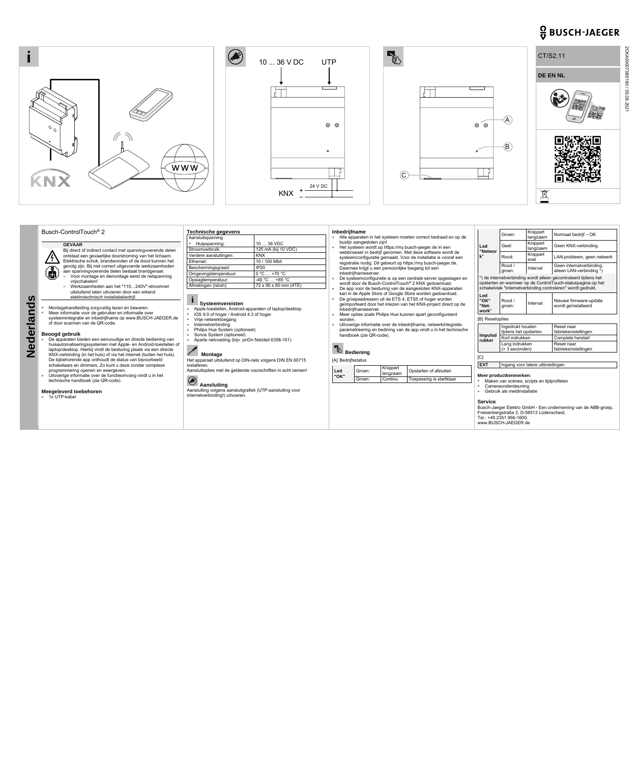CT/S2.11

DE EN NL

2CKA000073B5180 / 05.08.2021

10 ... 36 V DC

UTP

24 V DC

KNX

A

B

C

# Nederlands

## Busch-ControlTouch® 2

**GEVAAR**

Bij direct of indirect contact met spanningvoerende delen ontstaat een gevaarlijke doorstroming van het lichaam. Elektrische schok, brandwonden of de dood kunnen het gevolg zijn. Bij niet correct uitgevoerde werkzaamheden aan spanningvoerende delen bestaat brandgevaar.

- Voor montage en demontage eerst de netspanning vrijschakelen!
- Werkzaamheden aan het "110…240V"-stroomnet uitsluitend laten uitvoeren door een erkend elektrotechnisch installatiebedrijf.

- Montagehandleiding zorgvuldig lezen en bewaren.
- Meer informatie voor de gebruiker en informatie over systeemintegratie en inbedrijfname op www.BUSCH-JAEGER.de of door scannen van de QR-code.

### Beoogd gebruik

- De apparaten bieden een eenvoudige en directe bediening van huisautomatiseringssystemen met Apple- en Android-toestellen of laptop/desktop. Hierbij vindt de besturing plaats via een directe KNX-verbinding (in het huis) of via het internet (buiten het huis). De bijbehorende app onthoudt de status van bijvoorbeeld schakelaars en dimmers. Zo kunt u deze zonder complexe programmering openen en weergeven.
- Uitvoerige informatie over de functieomvang vindt u in het technische handboek (zie QR-code).

### Meegeleverd toebehoren

- 1x UTP-kabel

### Technische gegevens

| | |
|---|---|
| Aansluitspanning | |
| ▪ Hulpspanning: | 10 … 36 VDC |
| Stroomverbruik: | 125 mA (bij 10 VDC) |
| Verdere aansluitingen: | KNX |
| Ethernet: | 10 / 100 Mbit |
| Beschermingsgraad: | IP20 |
| Omgevingstemperatuur: | 0 °C … +70 °C |
| Opslagtemperatuur: | -40 °C … +85 °C |
| Afmetingen (lxbxh): | 72 x 90 x 60 mm (4TE) |

### Systeemvereisten

- Apple-toestellen, Android-apparaten of laptop/desktop.
- iOS 9.0 of hoger / Android 4.3 of hoger
- Vrije netwerktoegang
- Internetverbinding
- Philips Hue System (optioneel)
- Sonos System (optioneel)
- Aparte netvoeding (bijv. priOn Netzteil 6358-101)

### Montage

Het apparaat uitsluitend op DIN-rails volgens DIN EN 60715 installeren.
Aansluitopties met de geldende voorschriften in acht nemen!

### Aansluiting

Aansluiting volgens aansluitgrafiek (UTP-aansluiting voor internetverbinding!) uitvoeren.

### Inbedrijfname

- Alle apparaten in het systeem moeten correct bedraad en op de buslijn aangesloten zijn!
- Het systeem wordt op https://my.busch-jaeger.de in een webbrowser in bedrijf genomen. Met deze software wordt de systeemconfiguratie gemaakt. Voor de installatie is vooraf een registratie nodig. Dit gebeurt op https://my.busch-jaeger.de. Daarmee krijgt u een persoonlijke toegang tot een inbedrijfnameserver.
- De systeemconfiguratie is op een centrale server opgeslagen en wordt door de Busch-ControlTouch® 2 KNX gedownload.
- De app voor de besturing van de aangesloten KNX-apparaten kan in de Apple Store of Google Store worden gedownload.
- De groepsadressen uit de ETS 4, ETS5 of hoger worden geïmporteerd door het inlezen van het KNX-project direct op de inbedrijfnameserver.
- Meer opties zoals Philips Hue kunnen apart geconfigureerd worden.
- Uitvoerige informatie over de inbedrijfname, netwerkintegratie. parametrisering en bediening van de app vindt u in het technische handboek (zie QR-code).

### Bediening

[A] Bedrijfsstatus

| | | | |
|---|---|---|---|
| Led "OK" | Groen: | Knippert langzaam | Opstarten of afsluiten |
| | Groen: | Continu | Toepassing is startklaar |

| | | | |
|---|---|---|---|
| Led "Netwerk" | Groen: | Knippert langzaam | Normaal bedrijf – OK |
| | Geel: | Knippert langzaam | Geen KNX-verbinding |
| | Rood: | Knippert snel | LAN-probleem, geen netwerk |
| | Rood / groen: | Interval | Geen internetverbinding, alleen LAN-verbinding *) |

*) de internetverbinding wordt alleen gecontroleerd tijdens het opstarten en wanneer op de ControlTouch-statuspagina op het schakelvlak "Internetverbinding controleren" wordt gedrukt.

| | | | |
|---|---|---|---|
| Led "OK" "Net-work" | Rood / groen: | Interval | Nieuwe firmware-update wordt geïnstalleerd |

[B] Resetopties

| | | |
|---|---|---|
| Impulsdrukker | Ingedrukt houden tijdens het opstarten | Reset naar fabrieksinstellingen |
| | Kort indrukken | Complete herstart |
| | Lang indrukken (> 3 seconden) | Reset naar fabrieksinstellingen |

[C]

| | |
|---|---|
| EXT | Ingang voor latere uitbreidingen |

**Meer productkenmerken:**

- Maken van scènes, scripts en tijdprofielen
- Cameraondersteuning
- Gebruik als meldinstallatie

### Service

Busch-Jaeger Elektro GmbH - Een onderneming van de ABB-groep, Freisenbergstraße 2, D-58513 Lüdenscheid,
Tel.: +49 2351 956-1600;
www.BUSCH-JAEGER.de